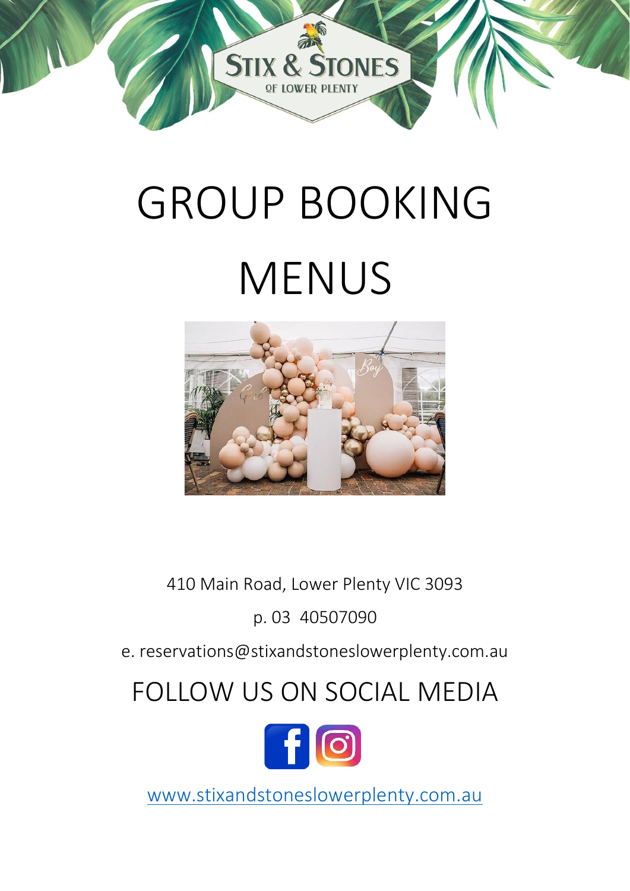STIX & STONES
OF LOWER PLENTY

# GROUP BOOKING MENUS

410 Main Road, Lower Plenty VIC 3093

p. 03 40507090

e. reservations@stixandstoneslowerplenty.com.au

## FOLLOW US ON SOCIAL MEDIA

www.stixandstoneslowerplenty.com.au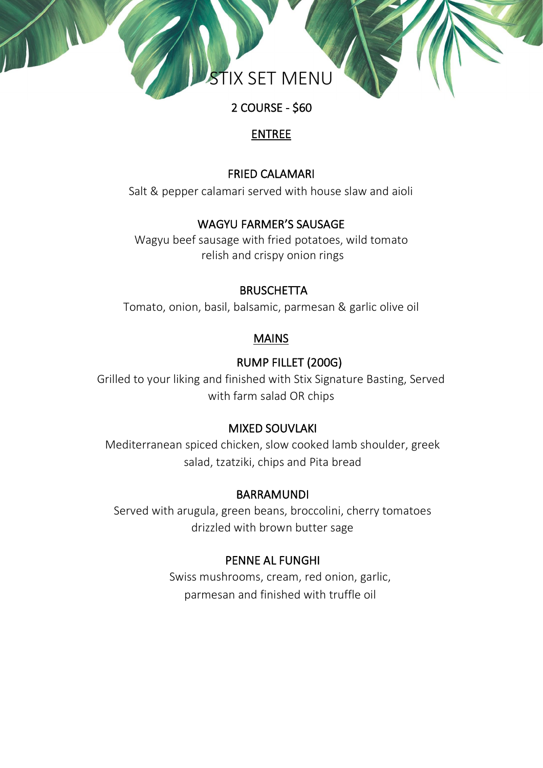# STIX SET MENU

## 2 COURSE - $60

### ENTREE

**FRIED CALAMARI**

Salt & pepper calamari served with house slaw and aioli

**WAGYU FARMER'S SAUSAGE**

Wagyu beef sausage with fried potatoes, wild tomato relish and crispy onion rings

**BRUSCHETTA**

Tomato, onion, basil, balsamic, parmesan & garlic olive oil

### MAINS

**RUMP FILLET (200G)**

Grilled to your liking and finished with Stix Signature Basting, Served with farm salad OR chips

**MIXED SOUVLAKI**

Mediterranean spiced chicken, slow cooked lamb shoulder, greek salad, tzatziki, chips and Pita bread

**BARRAMUNDI**

Served with arugula, green beans, broccolini, cherry tomatoes drizzled with brown butter sage

**PENNE AL FUNGHI**

Swiss mushrooms, cream, red onion, garlic, parmesan and finished with truffle oil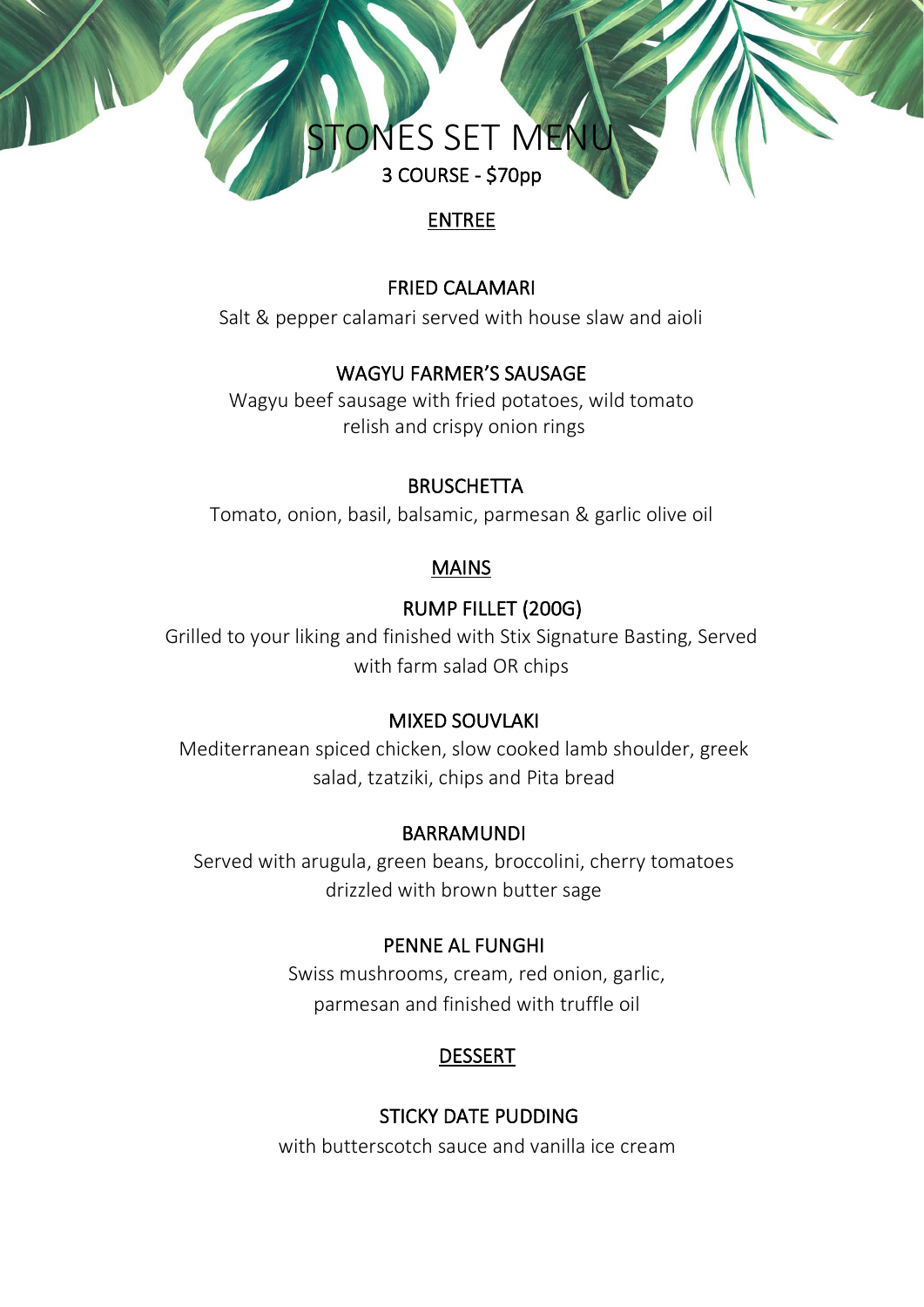# STONES SET MENU

3 COURSE - $70pp

## ENTREE

### FRIED CALAMARI

Salt & pepper calamari served with house slaw and aioli

### WAGYU FARMER'S SAUSAGE

Wagyu beef sausage with fried potatoes, wild tomato relish and crispy onion rings

### BRUSCHETTA

Tomato, onion, basil, balsamic, parmesan & garlic olive oil

## MAINS

### RUMP FILLET (200G)

Grilled to your liking and finished with Stix Signature Basting, Served with farm salad OR chips

### MIXED SOUVLAKI

Mediterranean spiced chicken, slow cooked lamb shoulder, greek salad, tzatziki, chips and Pita bread

### BARRAMUNDI

Served with arugula, green beans, broccolini, cherry tomatoes drizzled with brown butter sage

### PENNE AL FUNGHI

Swiss mushrooms, cream, red onion, garlic, parmesan and finished with truffle oil

## DESSERT

### STICKY DATE PUDDING

with butterscotch sauce and vanilla ice cream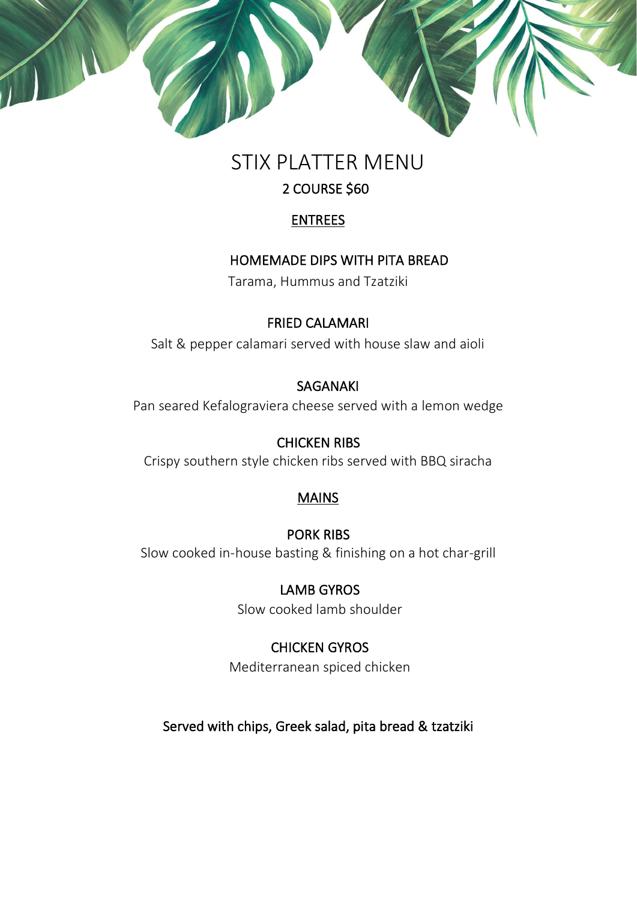# STIX PLATTER MENU

## 2 COURSE $60

### ENTREES

**HOMEMADE DIPS WITH PITA BREAD**

Tarama, Hummus and Tzatziki

**FRIED CALAMARI**

Salt & pepper calamari served with house slaw and aioli

**SAGANAKI**

Pan seared Kefalograviera cheese served with a lemon wedge

**CHICKEN RIBS**

Crispy southern style chicken ribs served with BBQ siracha

### MAINS

**PORK RIBS**

Slow cooked in-house basting & finishing on a hot char-grill

**LAMB GYROS**

Slow cooked lamb shoulder

**CHICKEN GYROS**

Mediterranean spiced chicken

Served with chips, Greek salad, pita bread & tzatziki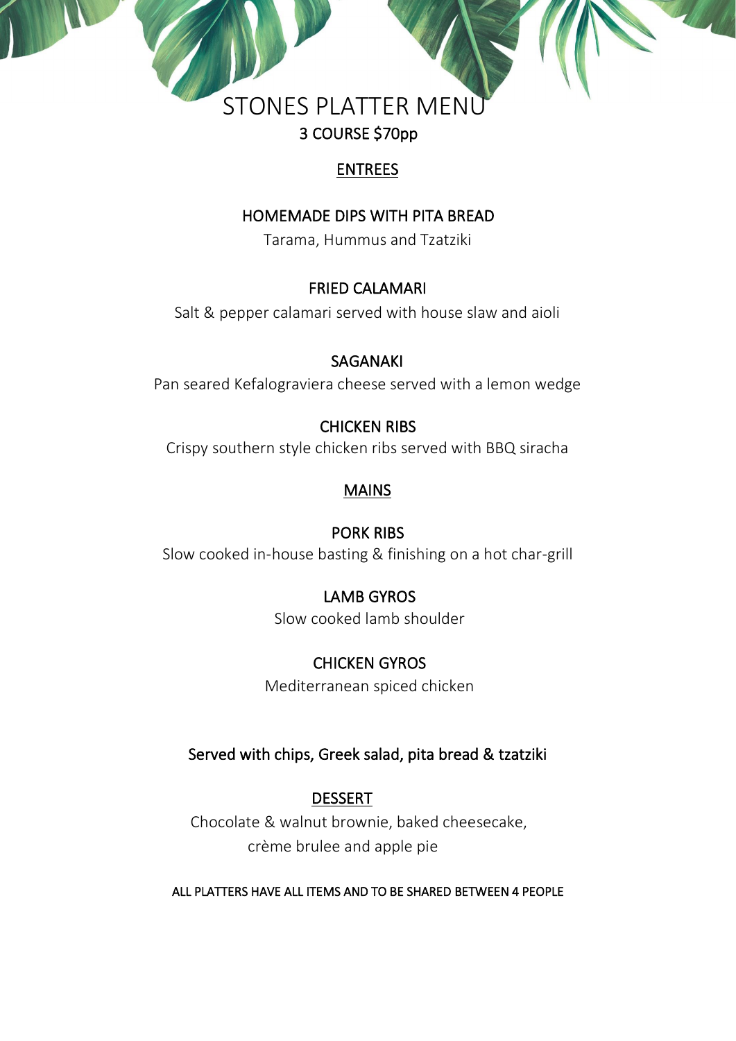# STONES PLATTER MENU

## 3 COURSE $70pp

### ENTREES

**HOMEMADE DIPS WITH PITA BREAD**

Tarama, Hummus and Tzatziki

**FRIED CALAMARI**

Salt & pepper calamari served with house slaw and aioli

**SAGANAKI**

Pan seared Kefalograviera cheese served with a lemon wedge

**CHICKEN RIBS**

Crispy southern style chicken ribs served with BBQ siracha

### MAINS

**PORK RIBS**

Slow cooked in-house basting & finishing on a hot char-grill

**LAMB GYROS**

Slow cooked lamb shoulder

**CHICKEN GYROS**

Mediterranean spiced chicken

Served with chips, Greek salad, pita bread & tzatziki

### DESSERT

Chocolate & walnut brownie, baked cheesecake, crème brulee and apple pie

ALL PLATTERS HAVE ALL ITEMS AND TO BE SHARED BETWEEN 4 PEOPLE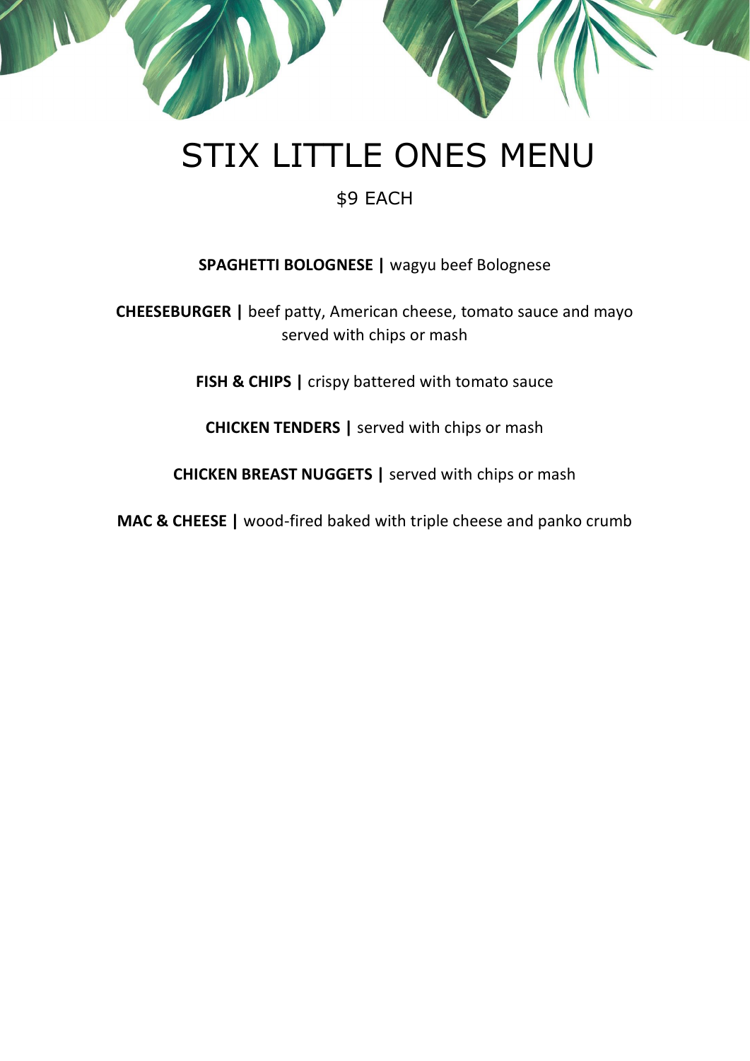# STIX LITTLE ONES MENU

$9 EACH

**SPAGHETTI BOLOGNESE |** wagyu beef Bolognese

**CHEESEBURGER |** beef patty, American cheese, tomato sauce and mayo served with chips or mash

**FISH & CHIPS |** crispy battered with tomato sauce

**CHICKEN TENDERS |** served with chips or mash

**CHICKEN BREAST NUGGETS |** served with chips or mash

**MAC & CHEESE |** wood-fired baked with triple cheese and panko crumb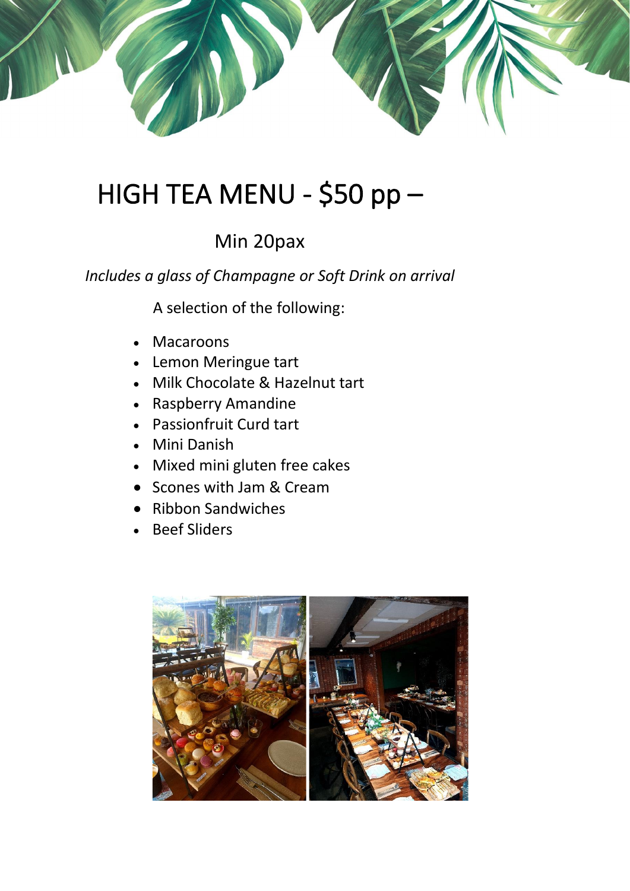# HIGH TEA MENU - $50 pp –

Min 20pax

*Includes a glass of Champagne or Soft Drink on arrival*

A selection of the following:

- Macaroons
- Lemon Meringue tart
- Milk Chocolate & Hazelnut tart
- Raspberry Amandine
- Passionfruit Curd tart
- Mini Danish
- Mixed mini gluten free cakes
- Scones with Jam & Cream
- Ribbon Sandwiches
- Beef Sliders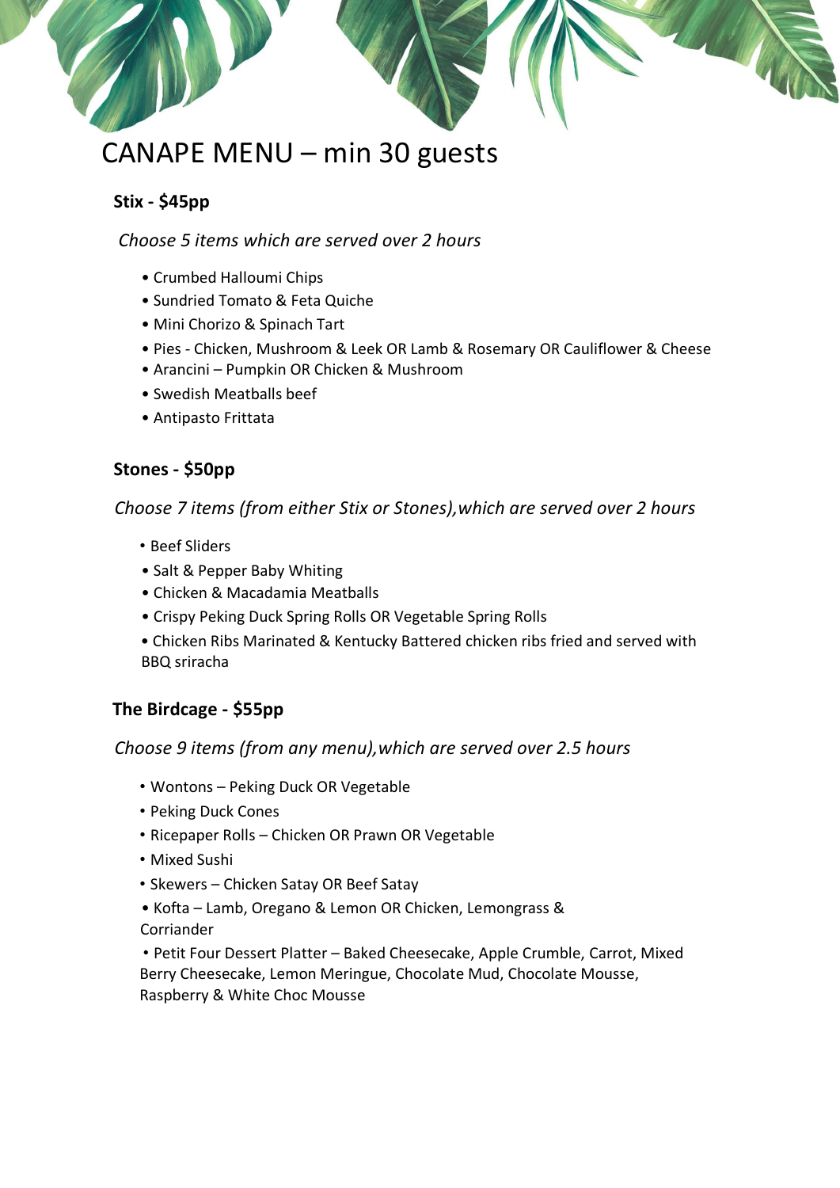# CANAPE MENU – min 30 guests

## Stix - $45pp

*Choose 5 items which are served over 2 hours*

- Crumbed Halloumi Chips
- Sundried Tomato & Feta Quiche
- Mini Chorizo & Spinach Tart
- Pies - Chicken, Mushroom & Leek OR Lamb & Rosemary OR Cauliflower & Cheese
- Arancini – Pumpkin OR Chicken & Mushroom
- Swedish Meatballs beef
- Antipasto Frittata

## Stones - $50pp

*Choose 7 items (from either Stix or Stones),which are served over 2 hours*

- Beef Sliders
- Salt & Pepper Baby Whiting
- Chicken & Macadamia Meatballs
- Crispy Peking Duck Spring Rolls OR Vegetable Spring Rolls
- Chicken Ribs Marinated & Kentucky Battered chicken ribs fried and served with BBQ sriracha

## The Birdcage - $55pp

*Choose 9 items (from any menu),which are served over 2.5 hours*

- Wontons – Peking Duck OR Vegetable
- Peking Duck Cones
- Ricepaper Rolls – Chicken OR Prawn OR Vegetable
- Mixed Sushi
- Skewers – Chicken Satay OR Beef Satay
- Kofta – Lamb, Oregano & Lemon OR Chicken, Lemongrass & Corriander
- Petit Four Dessert Platter – Baked Cheesecake, Apple Crumble, Carrot, Mixed Berry Cheesecake, Lemon Meringue, Chocolate Mud, Chocolate Mousse, Raspberry & White Choc Mousse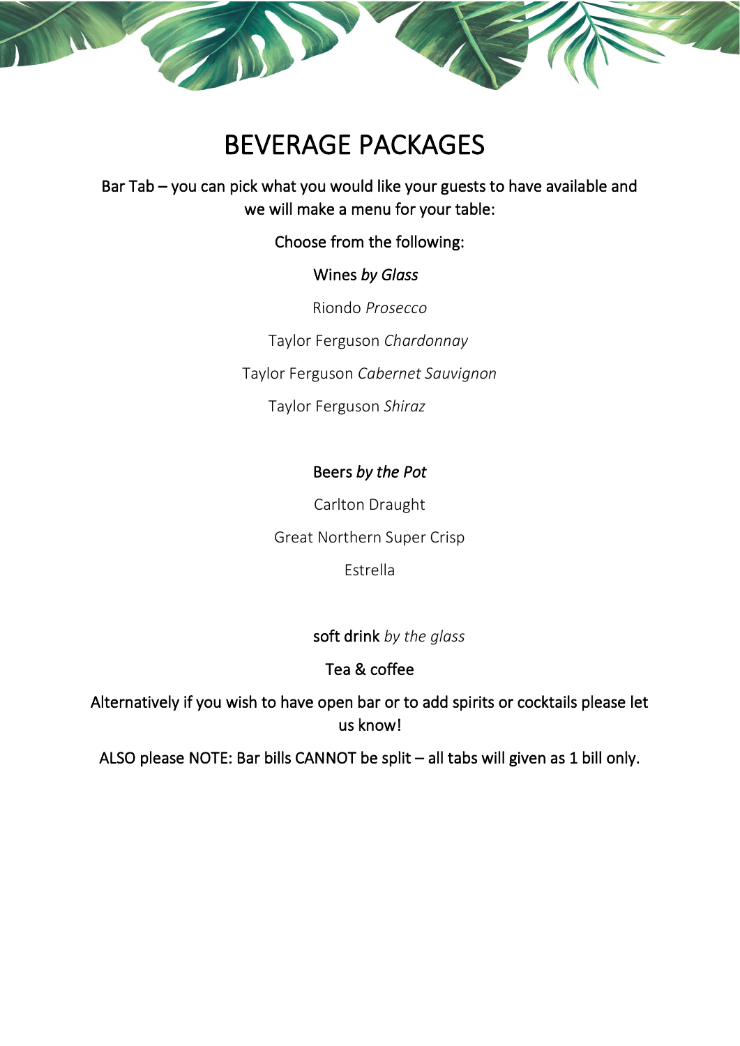# BEVERAGE PACKAGES

Bar Tab – you can pick what you would like your guests to have available and we will make a menu for your table:

Choose from the following:

Wines *by Glass*

Riondo *Prosecco*

Taylor Ferguson *Chardonnay*

Taylor Ferguson *Cabernet Sauvignon*

Taylor Ferguson *Shiraz*

Beers *by the Pot*

Carlton Draught

Great Northern Super Crisp

Estrella

soft drink *by the glass*

Tea & coffee

Alternatively if you wish to have open bar or to add spirits or cocktails please let us know!

ALSO please NOTE: Bar bills CANNOT be split – all tabs will given as 1 bill only.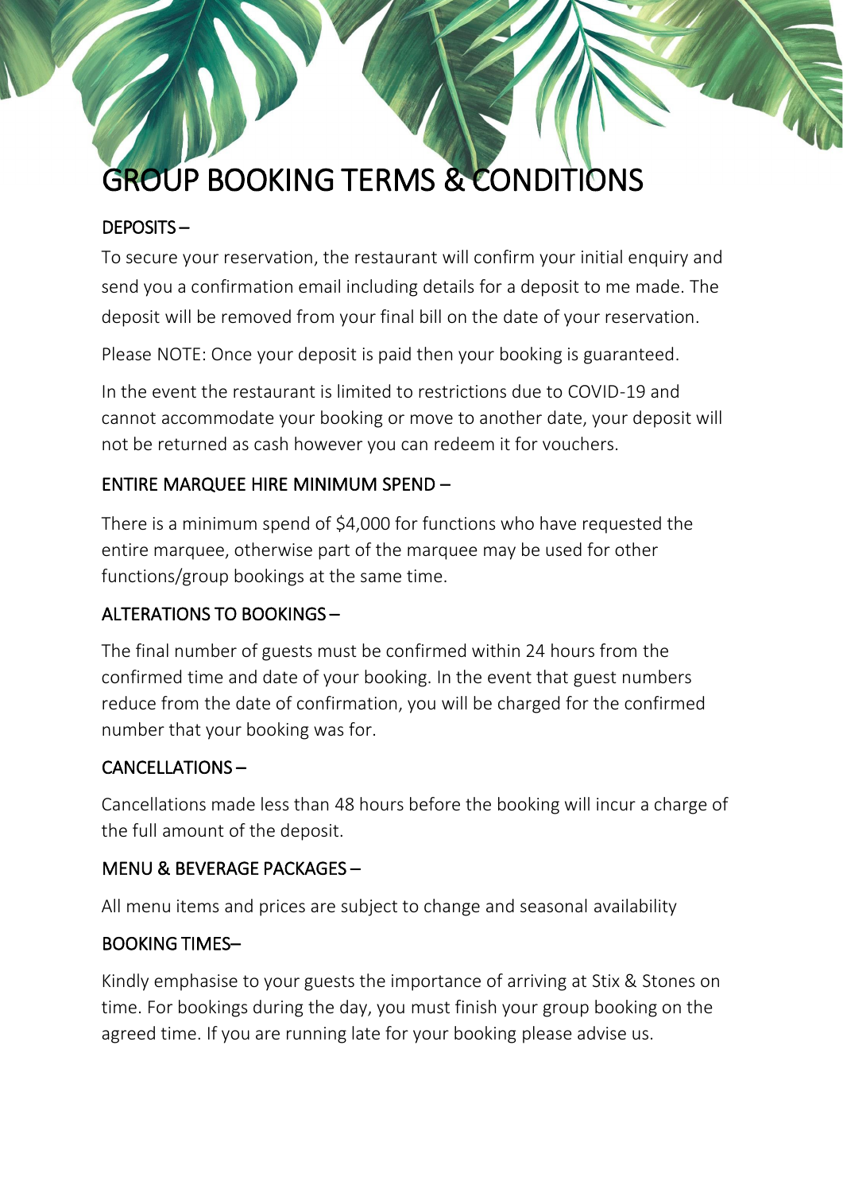# GROUP BOOKING TERMS & CONDITIONS

## DEPOSITS –

To secure your reservation, the restaurant will confirm your initial enquiry and send you a confirmation email including details for a deposit to me made. The deposit will be removed from your final bill on the date of your reservation.

Please NOTE: Once your deposit is paid then your booking is guaranteed.

In the event the restaurant is limited to restrictions due to COVID-19 and cannot accommodate your booking or move to another date, your deposit will not be returned as cash however you can redeem it for vouchers.

## ENTIRE MARQUEE HIRE MINIMUM SPEND –

There is a minimum spend of $4,000 for functions who have requested the entire marquee, otherwise part of the marquee may be used for other functions/group bookings at the same time.

## ALTERATIONS TO BOOKINGS –

The final number of guests must be confirmed within 24 hours from the confirmed time and date of your booking. In the event that guest numbers reduce from the date of confirmation, you will be charged for the confirmed number that your booking was for.

## CANCELLATIONS –

Cancellations made less than 48 hours before the booking will incur a charge of the full amount of the deposit.

## MENU & BEVERAGE PACKAGES –

All menu items and prices are subject to change and seasonal availability

## BOOKING TIMES–

Kindly emphasise to your guests the importance of arriving at Stix & Stones on time. For bookings during the day, you must finish your group booking on the agreed time. If you are running late for your booking please advise us.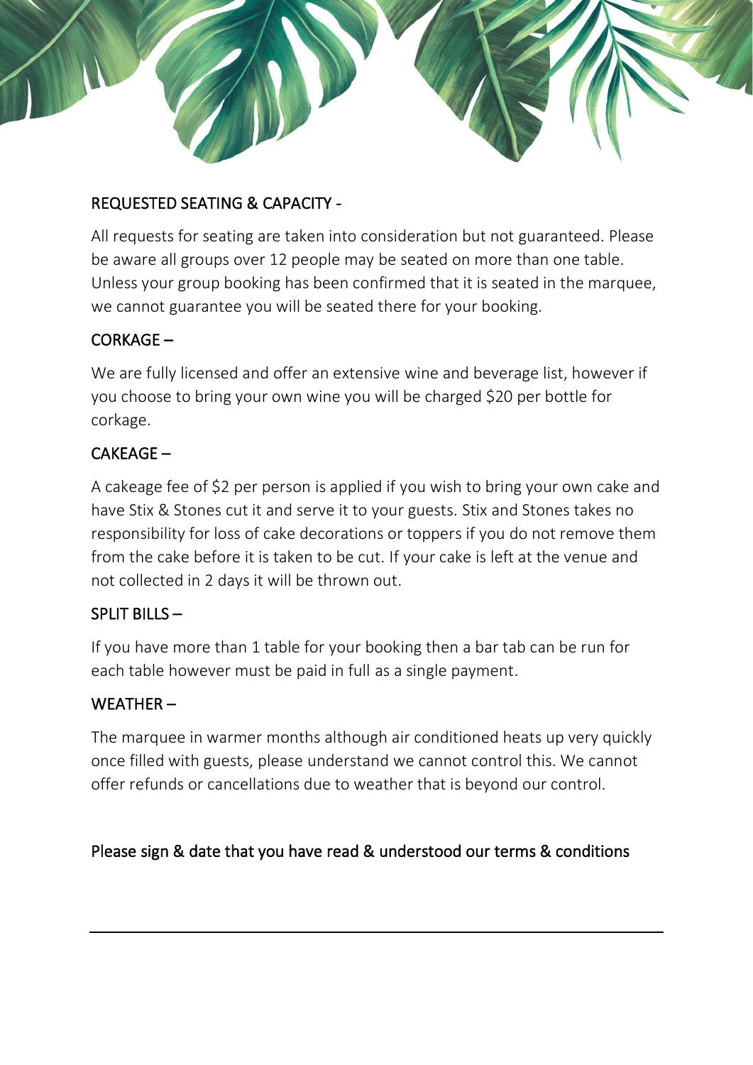## REQUESTED SEATING & CAPACITY -

All requests for seating are taken into consideration but not guaranteed. Please be aware all groups over 12 people may be seated on more than one table. Unless your group booking has been confirmed that it is seated in the marquee, we cannot guarantee you will be seated there for your booking.

## CORKAGE –

We are fully licensed and offer an extensive wine and beverage list, however if you choose to bring your own wine you will be charged $20 per bottle for corkage.

## CAKEAGE –

A cakeage fee of $2 per person is applied if you wish to bring your own cake and have Stix & Stones cut it and serve it to your guests. Stix and Stones takes no responsibility for loss of cake decorations or toppers if you do not remove them from the cake before it is taken to be cut. If your cake is left at the venue and not collected in 2 days it will be thrown out.

## SPLIT BILLS –

If you have more than 1 table for your booking then a bar tab can be run for each table however must be paid in full as a single payment.

## WEATHER –

The marquee in warmer months although air conditioned heats up very quickly once filled with guests, please understand we cannot control this. We cannot offer refunds or cancellations due to weather that is beyond our control.

Please sign & date that you have read & understood our terms & conditions

_______________________________________________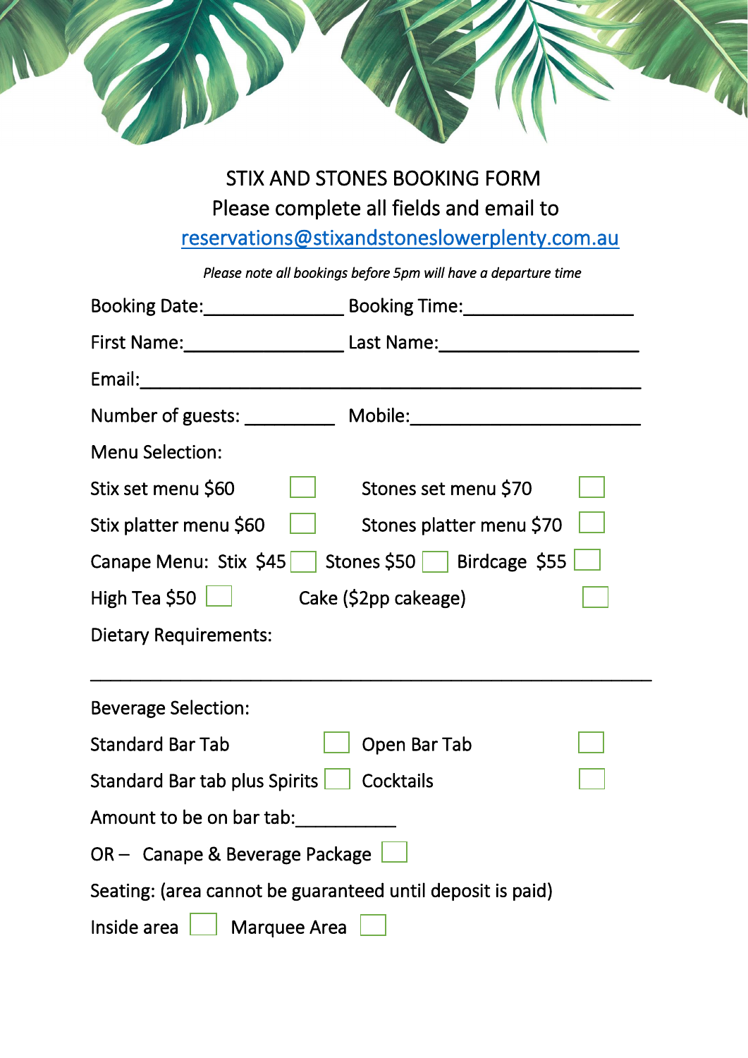# STIX AND STONES BOOKING FORM

Please complete all fields and email to
reservations@stixandstoneslowerplenty.com.au

*Please note all bookings before 5pm will have a departure time*

Booking Date:______________ Booking Time:________________

First Name:________________ Last Name:___________________

Email:___________________________________________________

Number of guests: _________ Mobile:______________________

Menu Selection:

Stix set menu $60 ☐ Stones set menu $70 ☐

Stix platter menu $60 ☐ Stones platter menu $70 ☐

Canape Menu: Stix $45 ☐ Stones $50 ☐ Birdcage $55 ☐

High Tea $50 ☐ Cake ($2pp cakeage) ☐

Dietary Requirements:

_________________________________________________________

Beverage Selection:

Standard Bar Tab ☐ Open Bar Tab ☐

Standard Bar tab plus Spirits ☐ Cocktails ☐

Amount to be on bar tab:__________

OR – Canape & Beverage Package ☐

Seating: (area cannot be guaranteed until deposit is paid)

Inside area ☐ Marquee Area ☐